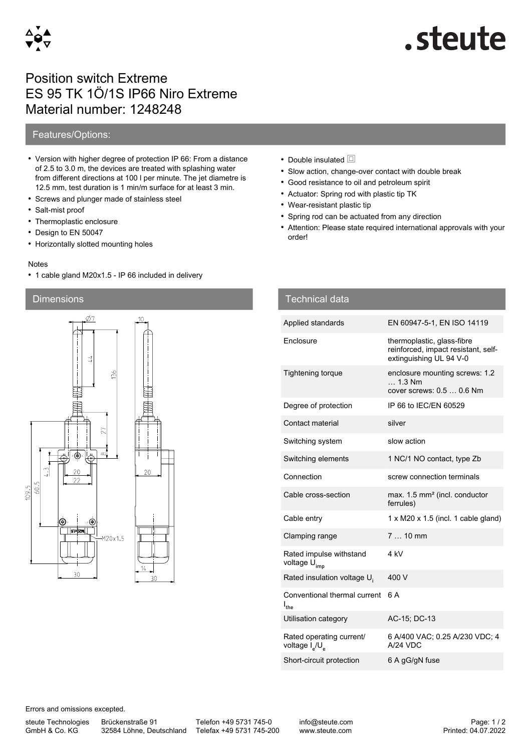# Position switch Extreme
# ES 95 TK 1Ö/1S IP66 Niro Extreme
# Material number: 1248248

## Features/Options:

- Version with higher degree of protection IP 66: From a distance of 2.5 to 3.0 m, the devices are treated with splashing water from different directions at 100 l per minute. The jet diametre is 12.5 mm, test duration is 1 min/m surface for at least 3 min.
- Screws and plunger made of stainless steel
- Salt-mist proof
- Thermoplastic enclosure
- Design to EN 50047
- Horizontally slotted mounting holes
- Double insulated ◻
- Slow action, change-over contact with double break
- Good resistance to oil and petroleum spirit
- Actuator: Spring rod with plastic tip TK
- Wear-resistant plastic tip
- Spring rod can be actuated from any direction
- Attention: Please state required international approvals with your order!

Notes

- 1 cable gland M20x1.5 - IP 66 included in delivery

## Dimensions

## Technical data

| | |
|---|---|
| Applied standards | EN 60947-5-1, EN ISO 14119 |
| Enclosure | thermoplastic, glass-fibre reinforced, impact resistant, self-extinguishing UL 94 V-0 |
| Tightening torque | enclosure mounting screws: 1.2 … 1.3 Nm<br>cover screws: 0.5 … 0.6 Nm |
| Degree of protection | IP 66 to IEC/EN 60529 |
| Contact material | silver |
| Switching system | slow action |
| Switching elements | 1 NC/1 NO contact, type Zb |
| Connection | screw connection terminals |
| Cable cross-section | max. 1.5 mm² (incl. conductor ferrules) |
| Cable entry | 1 x M20 x 1.5 (incl. 1 cable gland) |
| Clamping range | 7 … 10 mm |
| Rated impulse withstand voltage $U_{imp}$ | 4 kV |
| Rated insulation voltage $U_i$ | 400 V |
| Conventional thermal current $I_{the}$ | 6 A |
| Utilisation category | AC-15; DC-13 |
| Rated operating current/voltage $I_e/U_e$ | 6 A/400 VAC; 0.25 A/230 VDC; 4 A/24 VDC |
| Short-circuit protection | 6 A gG/gN fuse |

Errors and omissions excepted.

steute Technologies GmbH & Co. KG | Brückenstraße 91, 32584 Löhne, Deutschland | Telefon +49 5731 745-0 | Telefax +49 5731 745-200 | info@steute.com | www.steute.com | Printed: 04.07.2022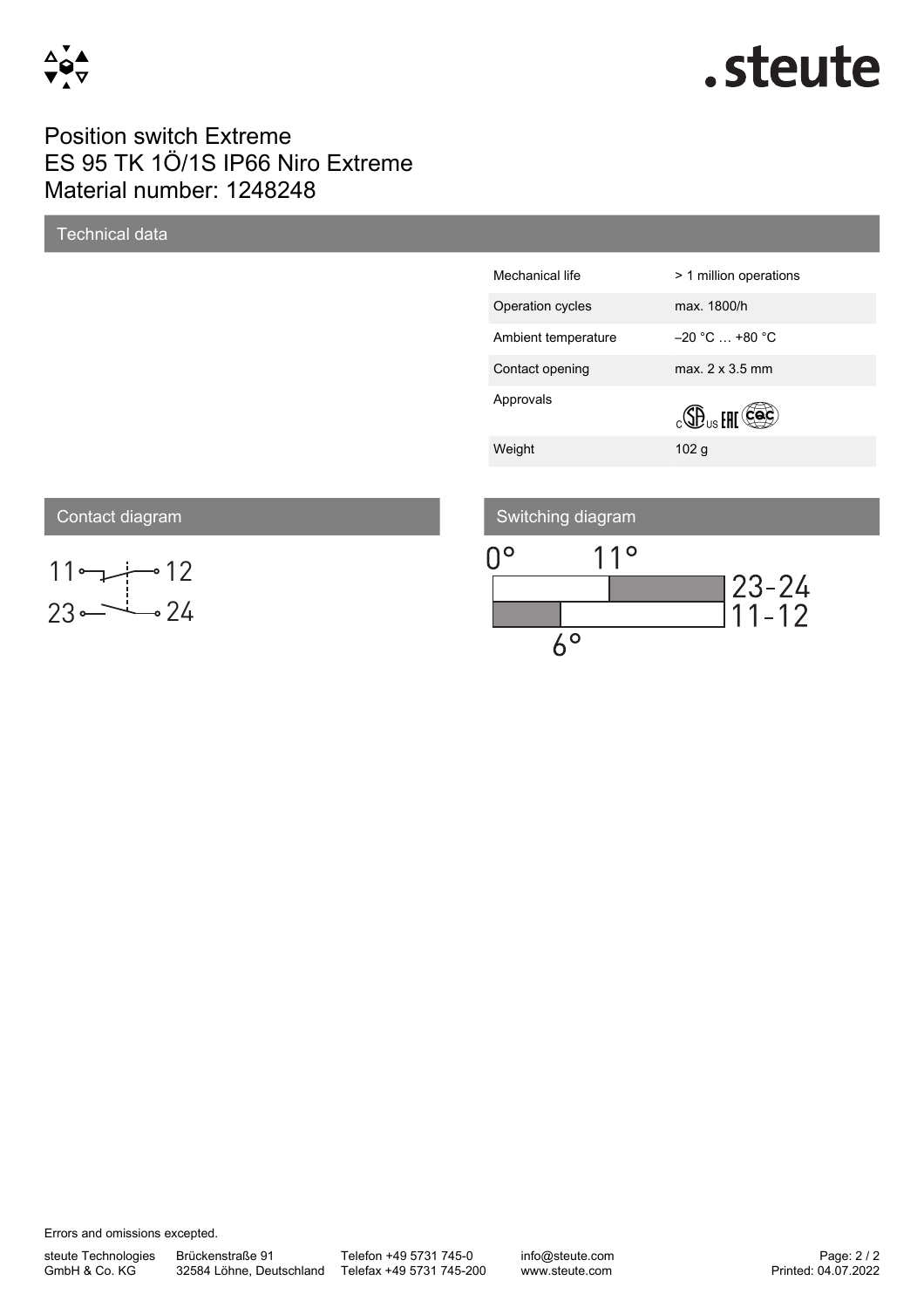# Position switch Extreme
# ES 95 TK 1Ö/1S IP66 Niro Extreme
# Material number: 1248248

## Technical data

| | |
|---|---|
| Mechanical life | > 1 million operations |
| Operation cycles | max. 1800/h |
| Ambient temperature | –20 °C … +80 °C |
| Contact opening | max. 2 x 3.5 mm |
| Approvals | |
| Weight | 102 g |

## Contact diagram

11 12
23 24

## Switching diagram

0° 11°
23-24
11-12
6°

Errors and omissions excepted.

steute Technologies GmbH & Co. KG
Brückenstraße 91
32584 Löhne, Deutschland
Telefon +49 5731 745-0
Telefax +49 5731 745-200
info@steute.com
www.steute.com
Printed: 04.07.2022